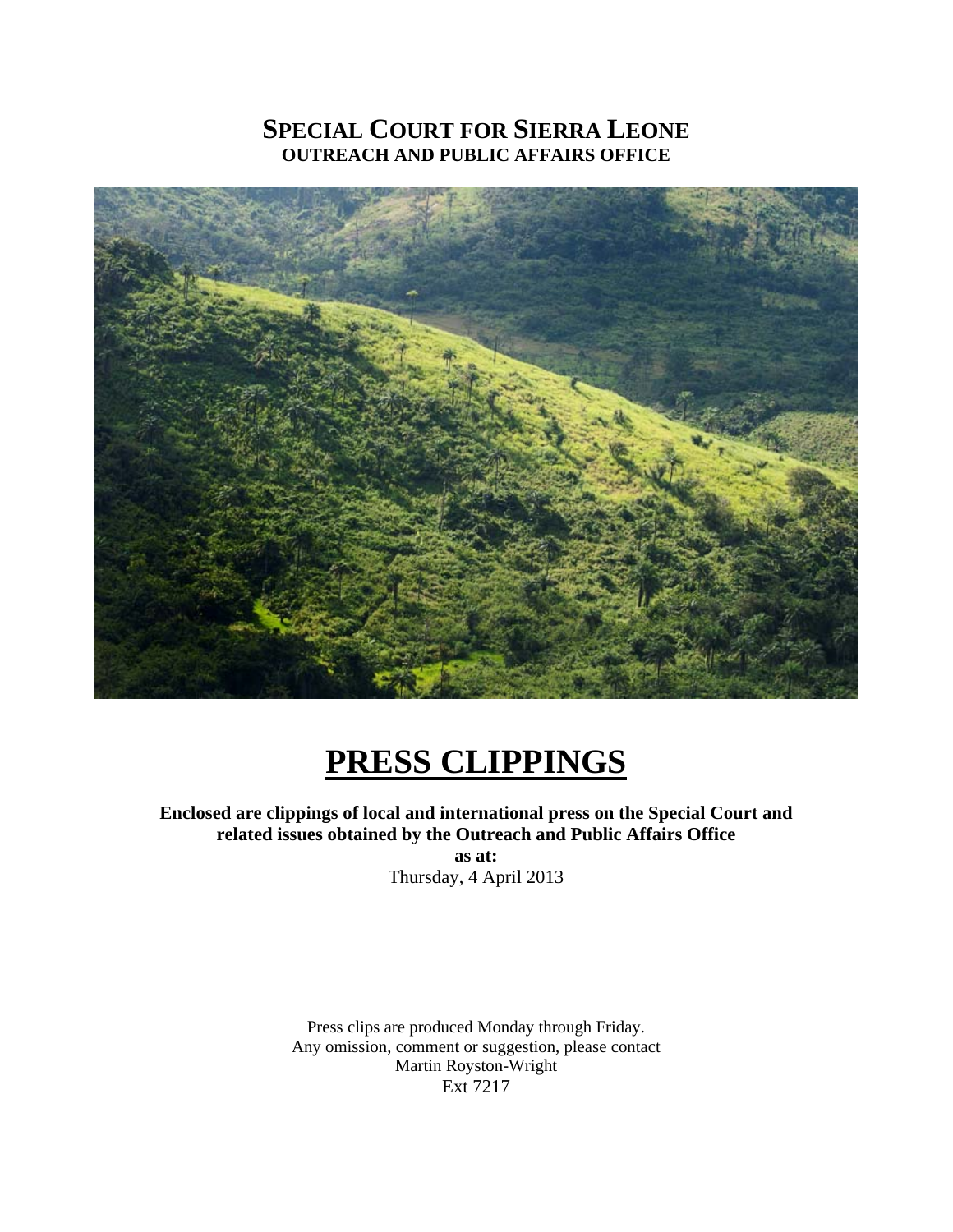# SPECIAL COURT FOR SIERRA LEONE

**OUTREACH AND PUBLIC AFFAIRS OFFICE**

# PRESS CLIPPINGS

**Enclosed are clippings of local and international press on the Special Court and related issues obtained by the Outreach and Public Affairs Office**

**as at:**

Thursday, 4 April 2013

Press clips are produced Monday through Friday.
Any omission, comment or suggestion, please contact
Martin Royston-Wright
Ext 7217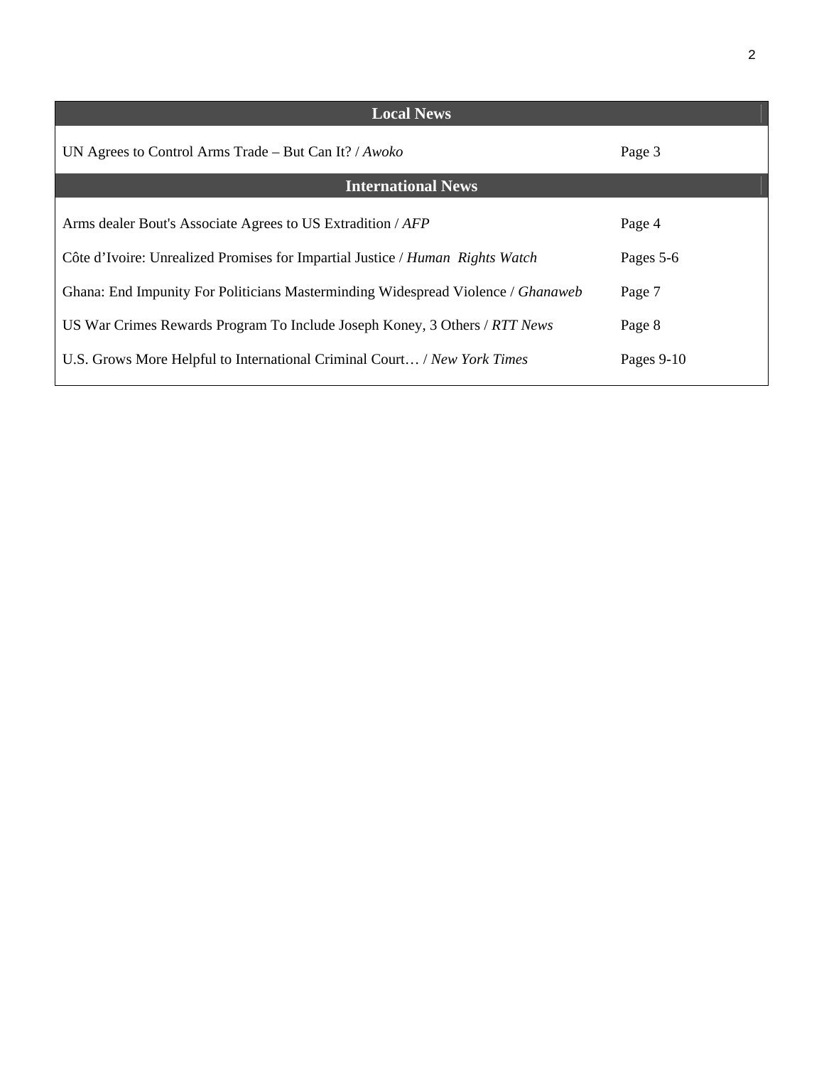| Local News | |
|---|---|
| UN Agrees to Control Arms Trade – But Can It? / *Awoko* | Page 3 |
| **International News** | |
| Arms dealer Bout's Associate Agrees to US Extradition / *AFP* | Page 4 |
| Côte d'Ivoire: Unrealized Promises for Impartial Justice / *Human Rights Watch* | Pages 5-6 |
| Ghana: End Impunity For Politicians Masterminding Widespread Violence / *Ghanaweb* | Page 7 |
| US War Crimes Rewards Program To Include Joseph Koney, 3 Others / *RTT News* | Page 8 |
| U.S. Grows More Helpful to International Criminal Court… / *New York Times* | Pages 9-10 |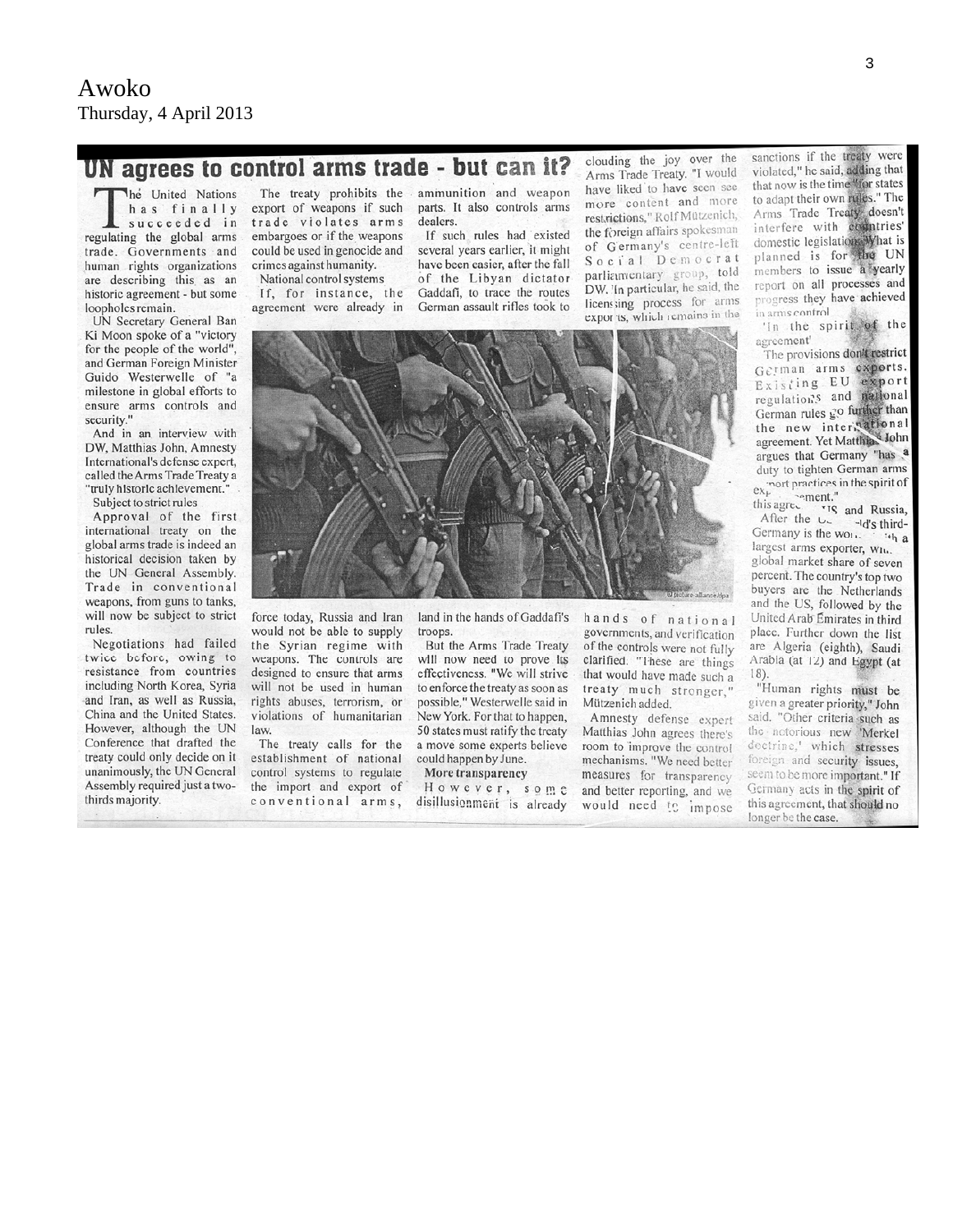Awoko
Thursday, 4 April 2013

# UN agrees to control arms trade - but can it?

The United Nations has finally succeeded in regulating the global arms trade. Governments and human rights organizations are describing this as an historic agreement - but some loopholes remain.

UN Secretary General Ban Ki Moon spoke of a "victory for the people of the world", and German Foreign Minister Guido Westerwelle of "a milestone in global efforts to ensure arms controls and security."

And in an interview with DW, Matthias John, Amnesty International's defense expert, called the Arms Trade Treaty a "truly historic achievement."

**Subject to strict rules**

Approval of the first international treaty on the global arms trade is indeed an historical decision taken by the UN General Assembly. Trade in conventional weapons, from guns to tanks, will now be subject to strict rules.

Negotiations had failed twice before, owing to resistance from countries including North Korea, Syria and Iran, as well as Russia, China and the United States. However, although the UN Conference that drafted the treaty could only decide on it unanimously, the UN General Assembly required just a two-thirds majority.

The treaty prohibits the export of weapons if such trade violates arms embargoes or if the weapons could be used in genocide and crimes against humanity.

**National control systems**

If, for instance, the agreement were already in force today, Russia and Iran would not be able to supply the Syrian regime with weapons. The controls are designed to ensure that arms will not be used in human rights abuses, terrorism, or violations of humanitarian law.

The treaty calls for the establishment of national control systems to regulate the import and export of conventional arms, ammunition and weapon parts. It also controls arms dealers.

If such rules had existed several years earlier, it might have been easier, after the fall of the Libyan dictator Gaddafi, to trace the routes German assault rifles took to land in the hands of Gaddafi's troops.

But the Arms Trade Treaty will now need to prove its effectiveness. "We will strive to enforce the treaty as soon as possible," Westerwelle said in New York. For that to happen, 50 states must ratify the treaty a move some experts believe could happen by June.

**More transparency**

However, some disillusionment is already clouding the joy over the Arms Trade Treaty. "I would have liked to have seen see more content and more restrictions," Rolf Mützenich, the foreign affairs spokesman of Germany's centre-left Social Democrat parliamentary group, told DW. In particular, he said, the licensing process for arms exports, which remains in the hands of national governments, and verification of the controls were not fully clarified. "These are things that would have made such a treaty much stronger," Mützenich added.

Amnesty defense expert Matthias John agrees there's room to improve the control mechanisms. "We need better measures for transparency and better reporting, and we would need to impose sanctions if the treaty were violated," he said, adding that now is the time "for states to adapt their own rules." The Arms Trade Treaty doesn't interfere with countries' domestic legislation. What is planned is for the UN members to issue a yearly report on all processes and progress they have achieved in arms control.

**'In the spirit of the agreement'**

The provisions don't restrict German arms exports. Existing EU export regulations and national German rules go further than the new international agreement. Yet Matthias John argues that Germany "has a duty to tighten German arms export practices in the spirit of this agreement."

After the US and Russia, Germany is the world's third-largest arms exporter, with a global market share of seven percent. The country's top two buyers are the Netherlands and the US, followed by the United Arab Emirates in third place. Further down the list are Algeria (eighth), Saudi Arabia (at 12) and Egypt (at 18).

"Human rights must be given a greater priority," John said. "Other criteria such as the notorious new 'Merkel doctrine,' which stresses foreign and security issues, seem to be more important." If Germany acts in the spirit of this agreement, that should no longer be the case.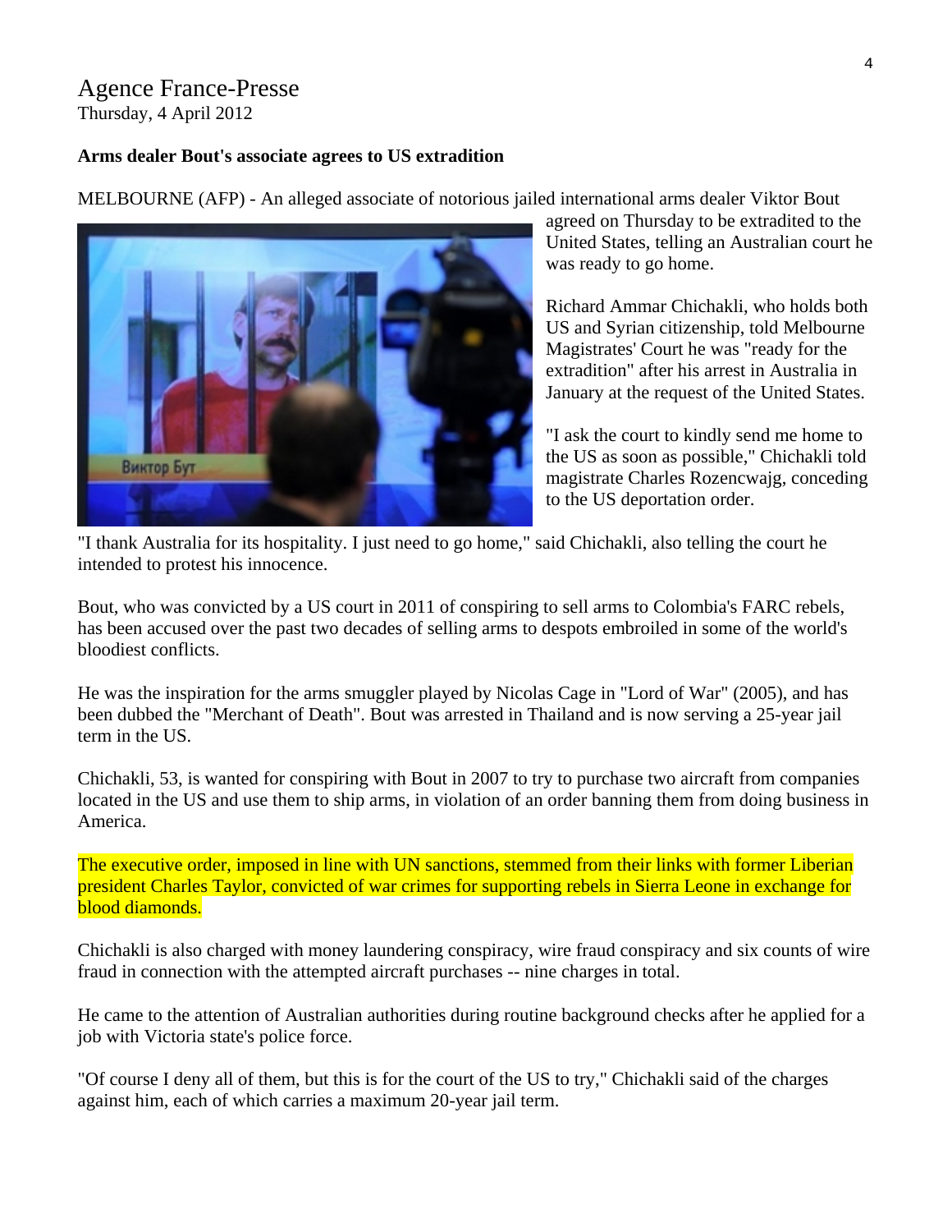Agence France-Presse
Thursday, 4 April 2012

**Arms dealer Bout's associate agrees to US extradition**

MELBOURNE (AFP) - An alleged associate of notorious jailed international arms dealer Viktor Bout agreed on Thursday to be extradited to the United States, telling an Australian court he was ready to go home.

Richard Ammar Chichakli, who holds both US and Syrian citizenship, told Melbourne Magistrates' Court he was "ready for the extradition" after his arrest in Australia in January at the request of the United States.

"I ask the court to kindly send me home to the US as soon as possible," Chichakli told magistrate Charles Rozencwajg, conceding to the US deportation order.

"I thank Australia for its hospitality. I just need to go home," said Chichakli, also telling the court he intended to protest his innocence.

Bout, who was convicted by a US court in 2011 of conspiring to sell arms to Colombia's FARC rebels, has been accused over the past two decades of selling arms to despots embroiled in some of the world's bloodiest conflicts.

He was the inspiration for the arms smuggler played by Nicolas Cage in "Lord of War" (2005), and has been dubbed the "Merchant of Death". Bout was arrested in Thailand and is now serving a 25-year jail term in the US.

Chichakli, 53, is wanted for conspiring with Bout in 2007 to try to purchase two aircraft from companies located in the US and use them to ship arms, in violation of an order banning them from doing business in America.

The executive order, imposed in line with UN sanctions, stemmed from their links with former Liberian president Charles Taylor, convicted of war crimes for supporting rebels in Sierra Leone in exchange for blood diamonds.

Chichakli is also charged with money laundering conspiracy, wire fraud conspiracy and six counts of wire fraud in connection with the attempted aircraft purchases -- nine charges in total.

He came to the attention of Australian authorities during routine background checks after he applied for a job with Victoria state's police force.

"Of course I deny all of them, but this is for the court of the US to try," Chichakli said of the charges against him, each of which carries a maximum 20-year jail term.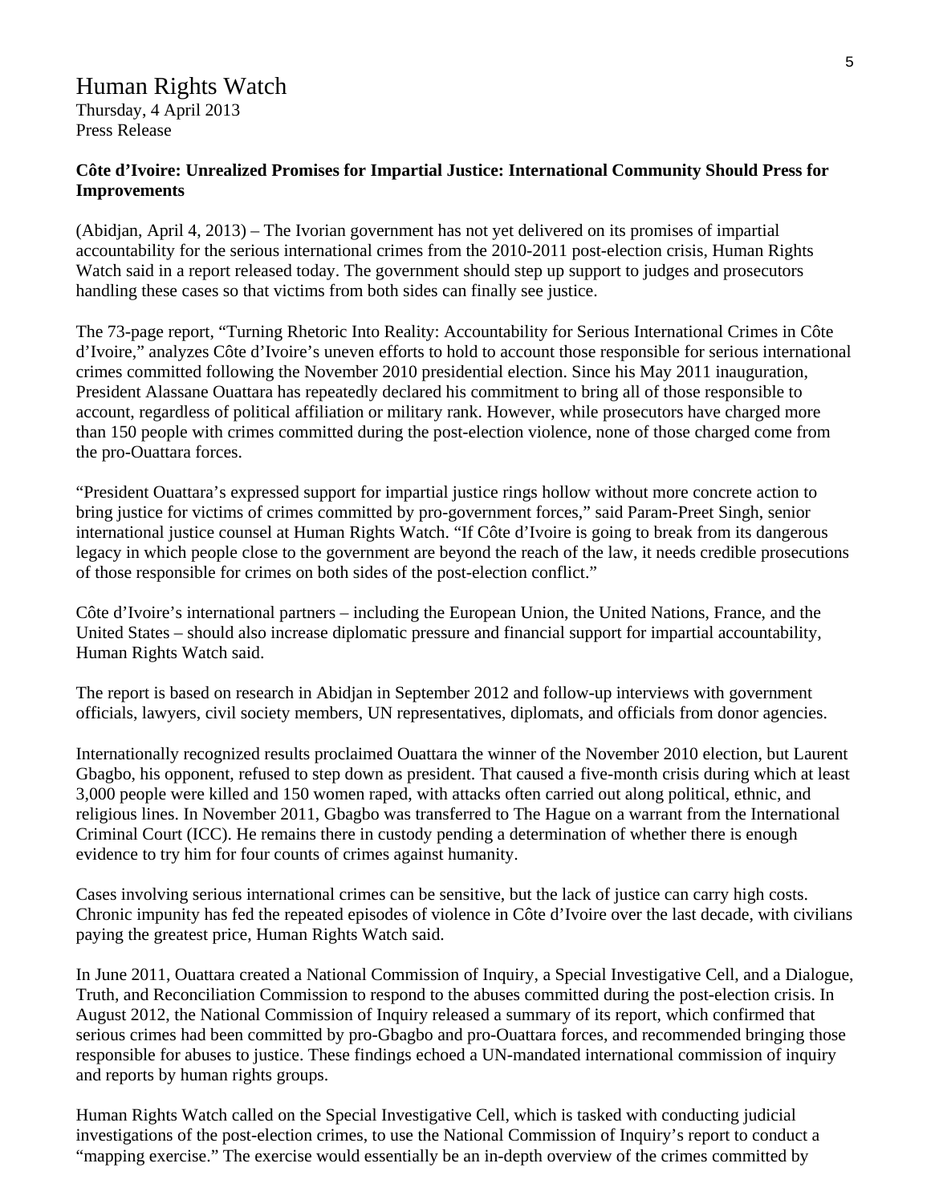# Human Rights Watch

Thursday, 4 April 2013
Press Release

**Côte d'Ivoire: Unrealized Promises for Impartial Justice: International Community Should Press for Improvements**

(Abidjan, April 4, 2013) – The Ivorian government has not yet delivered on its promises of impartial accountability for the serious international crimes from the 2010-2011 post-election crisis, Human Rights Watch said in a report released today. The government should step up support to judges and prosecutors handling these cases so that victims from both sides can finally see justice.

The 73-page report, "Turning Rhetoric Into Reality: Accountability for Serious International Crimes in Côte d'Ivoire," analyzes Côte d'Ivoire's uneven efforts to hold to account those responsible for serious international crimes committed following the November 2010 presidential election. Since his May 2011 inauguration, President Alassane Ouattara has repeatedly declared his commitment to bring all of those responsible to account, regardless of political affiliation or military rank. However, while prosecutors have charged more than 150 people with crimes committed during the post-election violence, none of those charged come from the pro-Ouattara forces.

"President Ouattara's expressed support for impartial justice rings hollow without more concrete action to bring justice for victims of crimes committed by pro-government forces," said Param-Preet Singh, senior international justice counsel at Human Rights Watch. "If Côte d'Ivoire is going to break from its dangerous legacy in which people close to the government are beyond the reach of the law, it needs credible prosecutions of those responsible for crimes on both sides of the post-election conflict."

Côte d'Ivoire's international partners – including the European Union, the United Nations, France, and the United States – should also increase diplomatic pressure and financial support for impartial accountability, Human Rights Watch said.

The report is based on research in Abidjan in September 2012 and follow-up interviews with government officials, lawyers, civil society members, UN representatives, diplomats, and officials from donor agencies.

Internationally recognized results proclaimed Ouattara the winner of the November 2010 election, but Laurent Gbagbo, his opponent, refused to step down as president. That caused a five-month crisis during which at least 3,000 people were killed and 150 women raped, with attacks often carried out along political, ethnic, and religious lines. In November 2011, Gbagbo was transferred to The Hague on a warrant from the International Criminal Court (ICC). He remains there in custody pending a determination of whether there is enough evidence to try him for four counts of crimes against humanity.

Cases involving serious international crimes can be sensitive, but the lack of justice can carry high costs. Chronic impunity has fed the repeated episodes of violence in Côte d'Ivoire over the last decade, with civilians paying the greatest price, Human Rights Watch said.

In June 2011, Ouattara created a National Commission of Inquiry, a Special Investigative Cell, and a Dialogue, Truth, and Reconciliation Commission to respond to the abuses committed during the post-election crisis. In August 2012, the National Commission of Inquiry released a summary of its report, which confirmed that serious crimes had been committed by pro-Gbagbo and pro-Ouattara forces, and recommended bringing those responsible for abuses to justice. These findings echoed a UN-mandated international commission of inquiry and reports by human rights groups.

Human Rights Watch called on the Special Investigative Cell, which is tasked with conducting judicial investigations of the post-election crimes, to use the National Commission of Inquiry's report to conduct a "mapping exercise." The exercise would essentially be an in-depth overview of the crimes committed by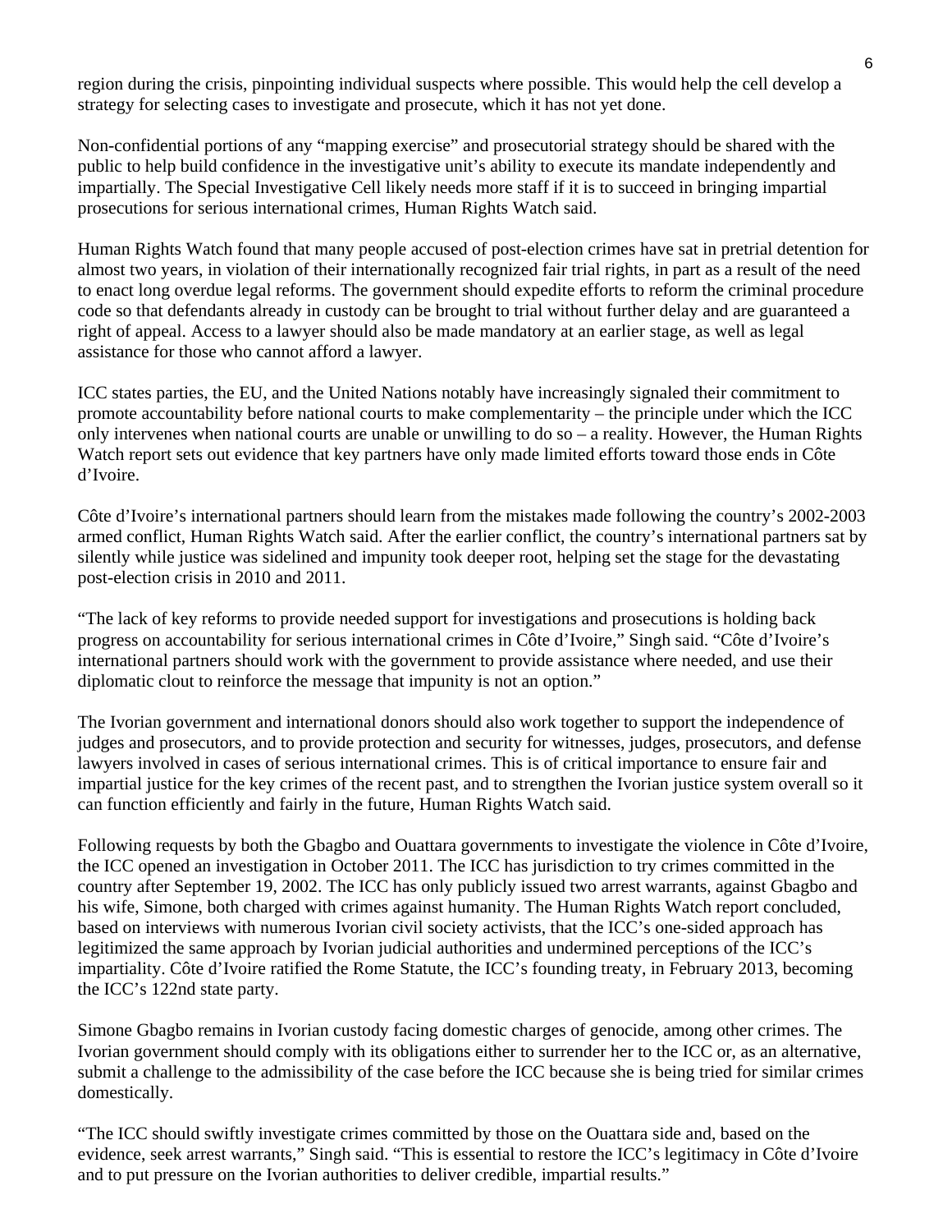region during the crisis, pinpointing individual suspects where possible. This would help the cell develop a strategy for selecting cases to investigate and prosecute, which it has not yet done.

Non-confidential portions of any "mapping exercise" and prosecutorial strategy should be shared with the public to help build confidence in the investigative unit's ability to execute its mandate independently and impartially. The Special Investigative Cell likely needs more staff if it is to succeed in bringing impartial prosecutions for serious international crimes, Human Rights Watch said.

Human Rights Watch found that many people accused of post-election crimes have sat in pretrial detention for almost two years, in violation of their internationally recognized fair trial rights, in part as a result of the need to enact long overdue legal reforms. The government should expedite efforts to reform the criminal procedure code so that defendants already in custody can be brought to trial without further delay and are guaranteed a right of appeal. Access to a lawyer should also be made mandatory at an earlier stage, as well as legal assistance for those who cannot afford a lawyer.

ICC states parties, the EU, and the United Nations notably have increasingly signaled their commitment to promote accountability before national courts to make complementarity – the principle under which the ICC only intervenes when national courts are unable or unwilling to do so – a reality. However, the Human Rights Watch report sets out evidence that key partners have only made limited efforts toward those ends in Côte d'Ivoire.

Côte d'Ivoire's international partners should learn from the mistakes made following the country's 2002-2003 armed conflict, Human Rights Watch said. After the earlier conflict, the country's international partners sat by silently while justice was sidelined and impunity took deeper root, helping set the stage for the devastating post-election crisis in 2010 and 2011.

"The lack of key reforms to provide needed support for investigations and prosecutions is holding back progress on accountability for serious international crimes in Côte d'Ivoire," Singh said. "Côte d'Ivoire's international partners should work with the government to provide assistance where needed, and use their diplomatic clout to reinforce the message that impunity is not an option."

The Ivorian government and international donors should also work together to support the independence of judges and prosecutors, and to provide protection and security for witnesses, judges, prosecutors, and defense lawyers involved in cases of serious international crimes. This is of critical importance to ensure fair and impartial justice for the key crimes of the recent past, and to strengthen the Ivorian justice system overall so it can function efficiently and fairly in the future, Human Rights Watch said.

Following requests by both the Gbagbo and Ouattara governments to investigate the violence in Côte d'Ivoire, the ICC opened an investigation in October 2011. The ICC has jurisdiction to try crimes committed in the country after September 19, 2002. The ICC has only publicly issued two arrest warrants, against Gbagbo and his wife, Simone, both charged with crimes against humanity. The Human Rights Watch report concluded, based on interviews with numerous Ivorian civil society activists, that the ICC's one-sided approach has legitimized the same approach by Ivorian judicial authorities and undermined perceptions of the ICC's impartiality. Côte d'Ivoire ratified the Rome Statute, the ICC's founding treaty, in February 2013, becoming the ICC's 122nd state party.

Simone Gbagbo remains in Ivorian custody facing domestic charges of genocide, among other crimes. The Ivorian government should comply with its obligations either to surrender her to the ICC or, as an alternative, submit a challenge to the admissibility of the case before the ICC because she is being tried for similar crimes domestically.

"The ICC should swiftly investigate crimes committed by those on the Ouattara side and, based on the evidence, seek arrest warrants," Singh said. "This is essential to restore the ICC's legitimacy in Côte d'Ivoire and to put pressure on the Ivorian authorities to deliver credible, impartial results."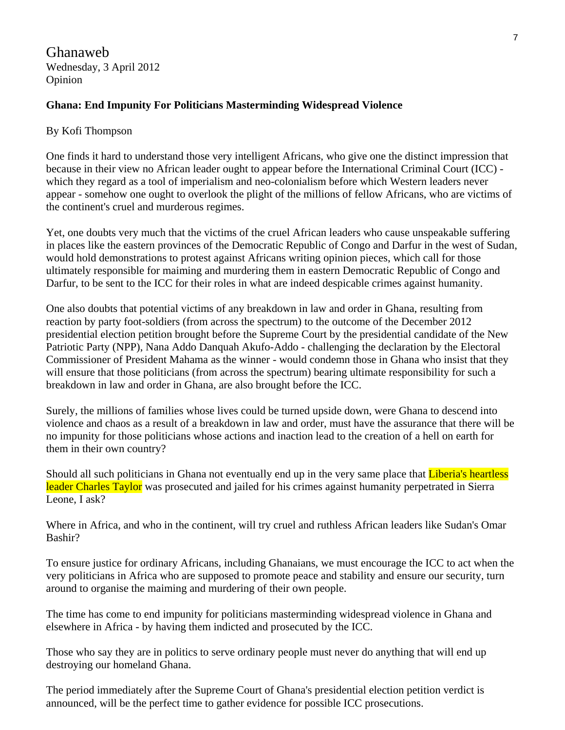Ghanaweb
Wednesday, 3 April 2012
Opinion

**Ghana: End Impunity For Politicians Masterminding Widespread Violence**

By Kofi Thompson

One finds it hard to understand those very intelligent Africans, who give one the distinct impression that because in their view no African leader ought to appear before the International Criminal Court (ICC) - which they regard as a tool of imperialism and neo-colonialism before which Western leaders never appear - somehow one ought to overlook the plight of the millions of fellow Africans, who are victims of the continent's cruel and murderous regimes.

Yet, one doubts very much that the victims of the cruel African leaders who cause unspeakable suffering in places like the eastern provinces of the Democratic Republic of Congo and Darfur in the west of Sudan, would hold demonstrations to protest against Africans writing opinion pieces, which call for those ultimately responsible for maiming and murdering them in eastern Democratic Republic of Congo and Darfur, to be sent to the ICC for their roles in what are indeed despicable crimes against humanity.

One also doubts that potential victims of any breakdown in law and order in Ghana, resulting from reaction by party foot-soldiers (from across the spectrum) to the outcome of the December 2012 presidential election petition brought before the Supreme Court by the presidential candidate of the New Patriotic Party (NPP), Nana Addo Danquah Akufo-Addo - challenging the declaration by the Electoral Commissioner of President Mahama as the winner - would condemn those in Ghana who insist that they will ensure that those politicians (from across the spectrum) bearing ultimate responsibility for such a breakdown in law and order in Ghana, are also brought before the ICC.

Surely, the millions of families whose lives could be turned upside down, were Ghana to descend into violence and chaos as a result of a breakdown in law and order, must have the assurance that there will be no impunity for those politicians whose actions and inaction lead to the creation of a hell on earth for them in their own country?

Should all such politicians in Ghana not eventually end up in the very same place that Liberia's heartless leader Charles Taylor was prosecuted and jailed for his crimes against humanity perpetrated in Sierra Leone, I ask?

Where in Africa, and who in the continent, will try cruel and ruthless African leaders like Sudan's Omar Bashir?

To ensure justice for ordinary Africans, including Ghanaians, we must encourage the ICC to act when the very politicians in Africa who are supposed to promote peace and stability and ensure our security, turn around to organise the maiming and murdering of their own people.

The time has come to end impunity for politicians masterminding widespread violence in Ghana and elsewhere in Africa - by having them indicted and prosecuted by the ICC.

Those who say they are in politics to serve ordinary people must never do anything that will end up destroying our homeland Ghana.

The period immediately after the Supreme Court of Ghana's presidential election petition verdict is announced, will be the perfect time to gather evidence for possible ICC prosecutions.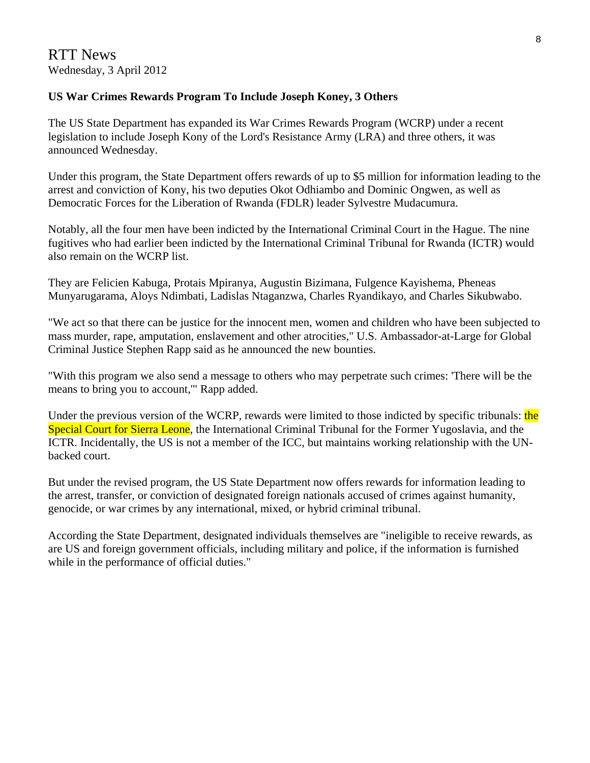RTT News
Wednesday, 3 April 2012

**US War Crimes Rewards Program To Include Joseph Koney, 3 Others**

The US State Department has expanded its War Crimes Rewards Program (WCRP) under a recent legislation to include Joseph Kony of the Lord's Resistance Army (LRA) and three others, it was announced Wednesday.

Under this program, the State Department offers rewards of up to $5 million for information leading to the arrest and conviction of Kony, his two deputies Okot Odhiambo and Dominic Ongwen, as well as Democratic Forces for the Liberation of Rwanda (FDLR) leader Sylvestre Mudacumura.

Notably, all the four men have been indicted by the International Criminal Court in the Hague. The nine fugitives who had earlier been indicted by the International Criminal Tribunal for Rwanda (ICTR) would also remain on the WCRP list.

They are Felicien Kabuga, Protais Mpiranya, Augustin Bizimana, Fulgence Kayishema, Pheneas Munyarugarama, Aloys Ndimbati, Ladislas Ntaganzwa, Charles Ryandikayo, and Charles Sikubwabo.

"We act so that there can be justice for the innocent men, women and children who have been subjected to mass murder, rape, amputation, enslavement and other atrocities," U.S. Ambassador-at-Large for Global Criminal Justice Stephen Rapp said as he announced the new bounties.

"With this program we also send a message to others who may perpetrate such crimes: 'There will be the means to bring you to account,'" Rapp added.

Under the previous version of the WCRP, rewards were limited to those indicted by specific tribunals: the Special Court for Sierra Leone, the International Criminal Tribunal for the Former Yugoslavia, and the ICTR. Incidentally, the US is not a member of the ICC, but maintains working relationship with the UN-backed court.

But under the revised program, the US State Department now offers rewards for information leading to the arrest, transfer, or conviction of designated foreign nationals accused of crimes against humanity, genocide, or war crimes by any international, mixed, or hybrid criminal tribunal.

According the State Department, designated individuals themselves are "ineligible to receive rewards, as are US and foreign government officials, including military and police, if the information is furnished while in the performance of official duties."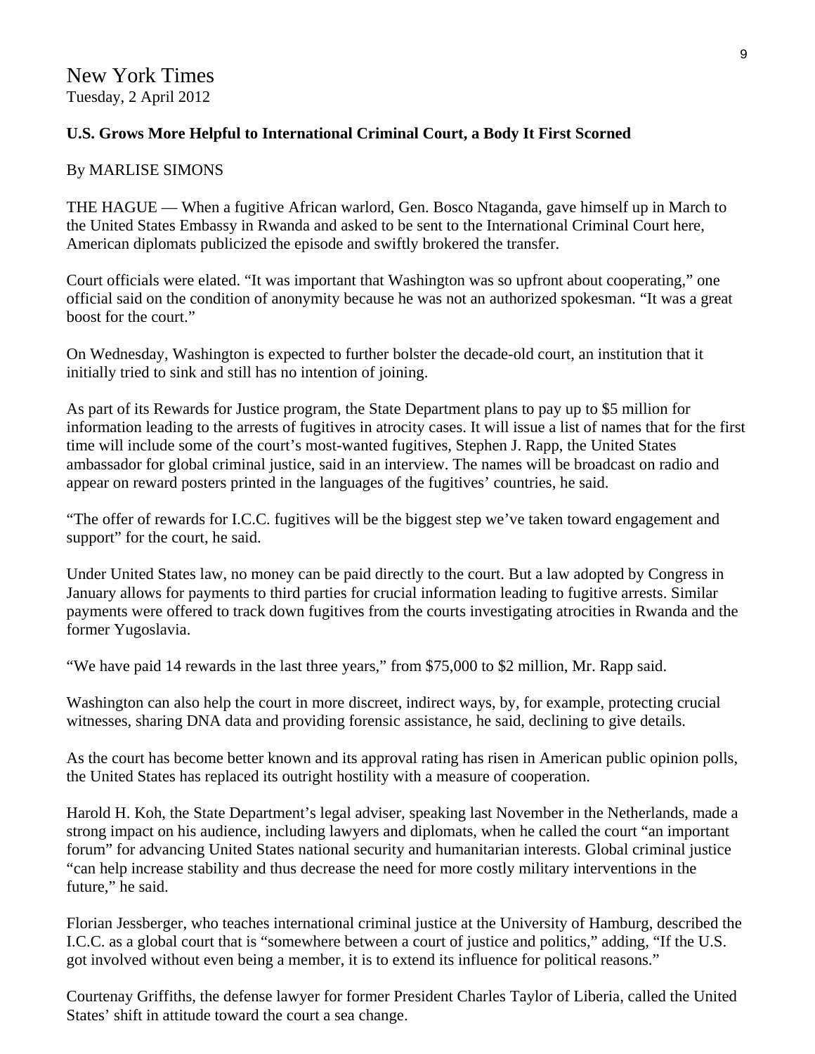New York Times
Tuesday, 2 April 2012

**U.S. Grows More Helpful to International Criminal Court, a Body It First Scorned**

By MARLISE SIMONS

THE HAGUE — When a fugitive African warlord, Gen. Bosco Ntaganda, gave himself up in March to the United States Embassy in Rwanda and asked to be sent to the International Criminal Court here, American diplomats publicized the episode and swiftly brokered the transfer.

Court officials were elated. “It was important that Washington was so upfront about cooperating,” one official said on the condition of anonymity because he was not an authorized spokesman. “It was a great boost for the court.”

On Wednesday, Washington is expected to further bolster the decade-old court, an institution that it initially tried to sink and still has no intention of joining.

As part of its Rewards for Justice program, the State Department plans to pay up to $5 million for information leading to the arrests of fugitives in atrocity cases. It will issue a list of names that for the first time will include some of the court’s most-wanted fugitives, Stephen J. Rapp, the United States ambassador for global criminal justice, said in an interview. The names will be broadcast on radio and appear on reward posters printed in the languages of the fugitives’ countries, he said.

“The offer of rewards for I.C.C. fugitives will be the biggest step we’ve taken toward engagement and support” for the court, he said.

Under United States law, no money can be paid directly to the court. But a law adopted by Congress in January allows for payments to third parties for crucial information leading to fugitive arrests. Similar payments were offered to track down fugitives from the courts investigating atrocities in Rwanda and the former Yugoslavia.

“We have paid 14 rewards in the last three years,” from $75,000 to $2 million, Mr. Rapp said.

Washington can also help the court in more discreet, indirect ways, by, for example, protecting crucial witnesses, sharing DNA data and providing forensic assistance, he said, declining to give details.

As the court has become better known and its approval rating has risen in American public opinion polls, the United States has replaced its outright hostility with a measure of cooperation.

Harold H. Koh, the State Department’s legal adviser, speaking last November in the Netherlands, made a strong impact on his audience, including lawyers and diplomats, when he called the court “an important forum” for advancing United States national security and humanitarian interests. Global criminal justice “can help increase stability and thus decrease the need for more costly military interventions in the future,” he said.

Florian Jessberger, who teaches international criminal justice at the University of Hamburg, described the I.C.C. as a global court that is “somewhere between a court of justice and politics,” adding, “If the U.S. got involved without even being a member, it is to extend its influence for political reasons.”

Courtenay Griffiths, the defense lawyer for former President Charles Taylor of Liberia, called the United States’ shift in attitude toward the court a sea change.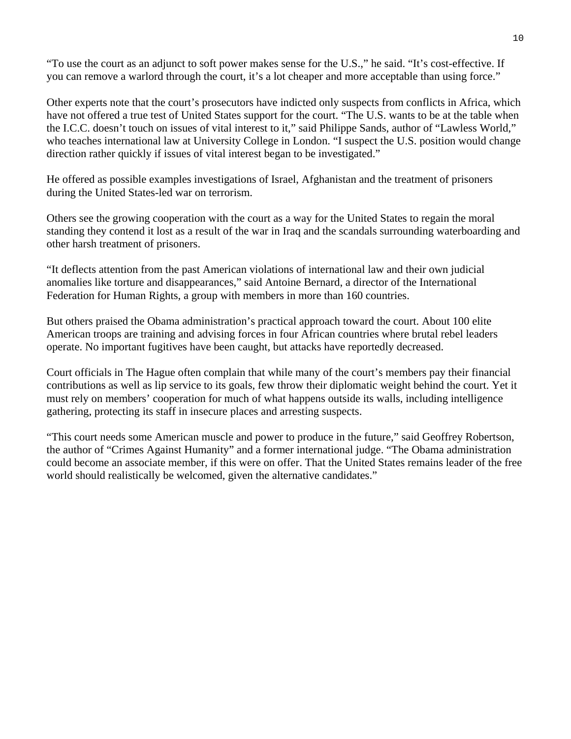"To use the court as an adjunct to soft power makes sense for the U.S.," he said. "It's cost-effective. If you can remove a warlord through the court, it's a lot cheaper and more acceptable than using force."

Other experts note that the court's prosecutors have indicted only suspects from conflicts in Africa, which have not offered a true test of United States support for the court. "The U.S. wants to be at the table when the I.C.C. doesn't touch on issues of vital interest to it," said Philippe Sands, author of "Lawless World," who teaches international law at University College in London. "I suspect the U.S. position would change direction rather quickly if issues of vital interest began to be investigated."

He offered as possible examples investigations of Israel, Afghanistan and the treatment of prisoners during the United States-led war on terrorism.

Others see the growing cooperation with the court as a way for the United States to regain the moral standing they contend it lost as a result of the war in Iraq and the scandals surrounding waterboarding and other harsh treatment of prisoners.

"It deflects attention from the past American violations of international law and their own judicial anomalies like torture and disappearances," said Antoine Bernard, a director of the International Federation for Human Rights, a group with members in more than 160 countries.

But others praised the Obama administration's practical approach toward the court. About 100 elite American troops are training and advising forces in four African countries where brutal rebel leaders operate. No important fugitives have been caught, but attacks have reportedly decreased.

Court officials in The Hague often complain that while many of the court's members pay their financial contributions as well as lip service to its goals, few throw their diplomatic weight behind the court. Yet it must rely on members' cooperation for much of what happens outside its walls, including intelligence gathering, protecting its staff in insecure places and arresting suspects.

"This court needs some American muscle and power to produce in the future," said Geoffrey Robertson, the author of "Crimes Against Humanity" and a former international judge. "The Obama administration could become an associate member, if this were on offer. That the United States remains leader of the free world should realistically be welcomed, given the alternative candidates."